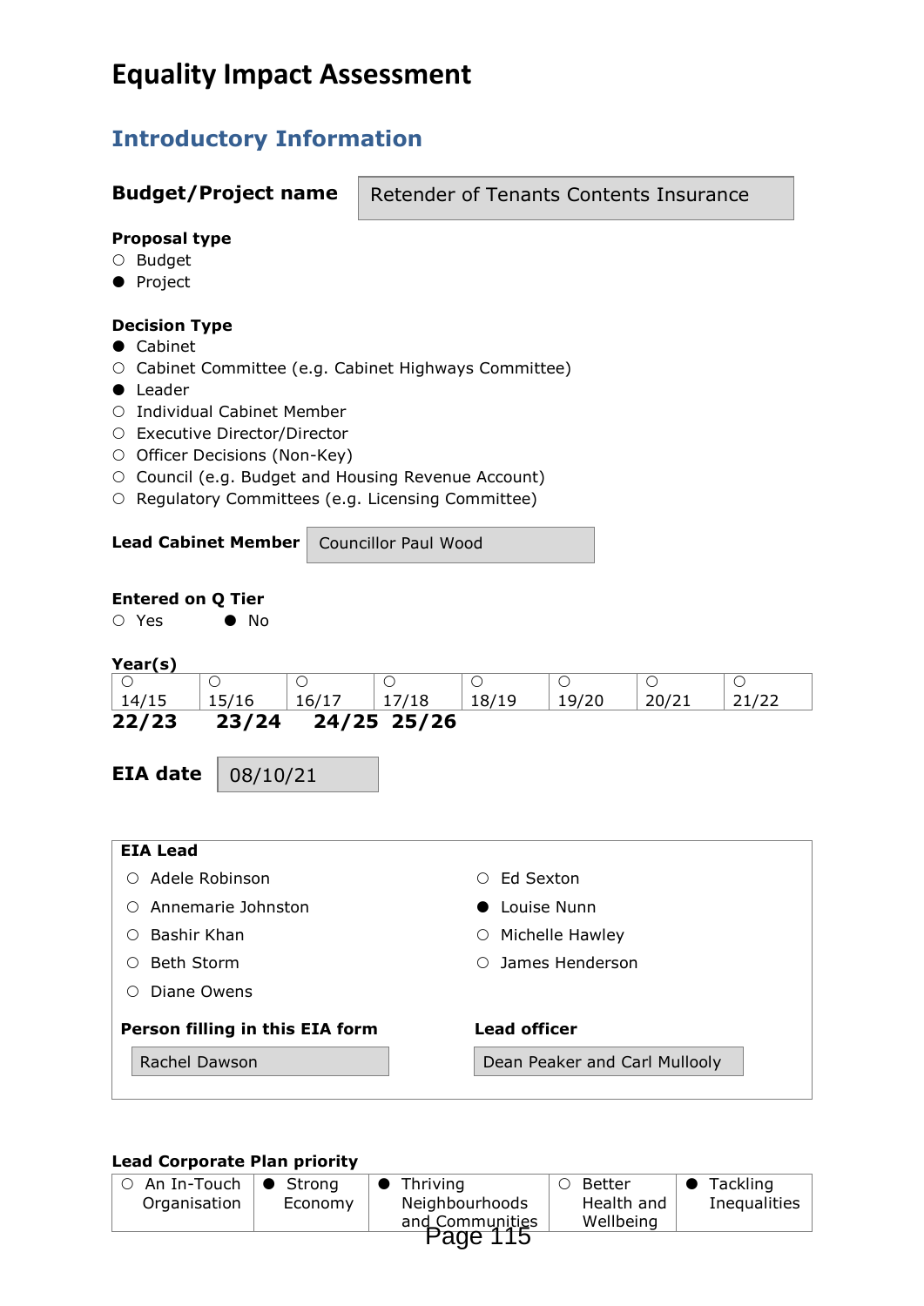# Equality Impact Assessment

## Introductory Information

**Budget/Project name**: Retender of Tenants Contents Insurance

**Proposal type**

- ○ Budget
- ● Project

**Decision Type**

- ● Cabinet
- ○ Cabinet Committee (e.g. Cabinet Highways Committee)
- ● Leader
- ○ Individual Cabinet Member
- ○ Executive Director/Director
- ○ Officer Decisions (Non-Key)
- ○ Council (e.g. Budget and Housing Revenue Account)
- ○ Regulatory Committees (e.g. Licensing Committee)

**Lead Cabinet Member**: Councillor Paul Wood

**Entered on Q Tier**

○ Yes ● No

**Year(s)**

| ○ 14/15 | ○ 15/16 | ○ 16/17 | ○ 17/18 | ○ 18/19 | ○ 19/20 | ○ 20/21 | ○ 21/22 |
|---|---|---|---|---|---|---|---|

**22/23 23/24 24/25 25/26**

**EIA date**: 08/10/21

**EIA Lead**

- ○ Adele Robinson
- ○ Annemarie Johnston
- ○ Bashir Khan
- ○ Beth Storm
- ○ Diane Owens
- ○ Ed Sexton
- ● Louise Nunn
- ○ Michelle Hawley
- ○ James Henderson

**Person filling in this EIA form**: Rachel Dawson

**Lead officer**: Dean Peaker and Carl Mullooly

**Lead Corporate Plan priority**

| ○ An In-Touch Organisation | ● Strong Economy | ● Thriving Neighbourhoods and Communities | ○ Better Health and Wellbeing | ● Tackling Inequalities |
|---|---|---|---|---|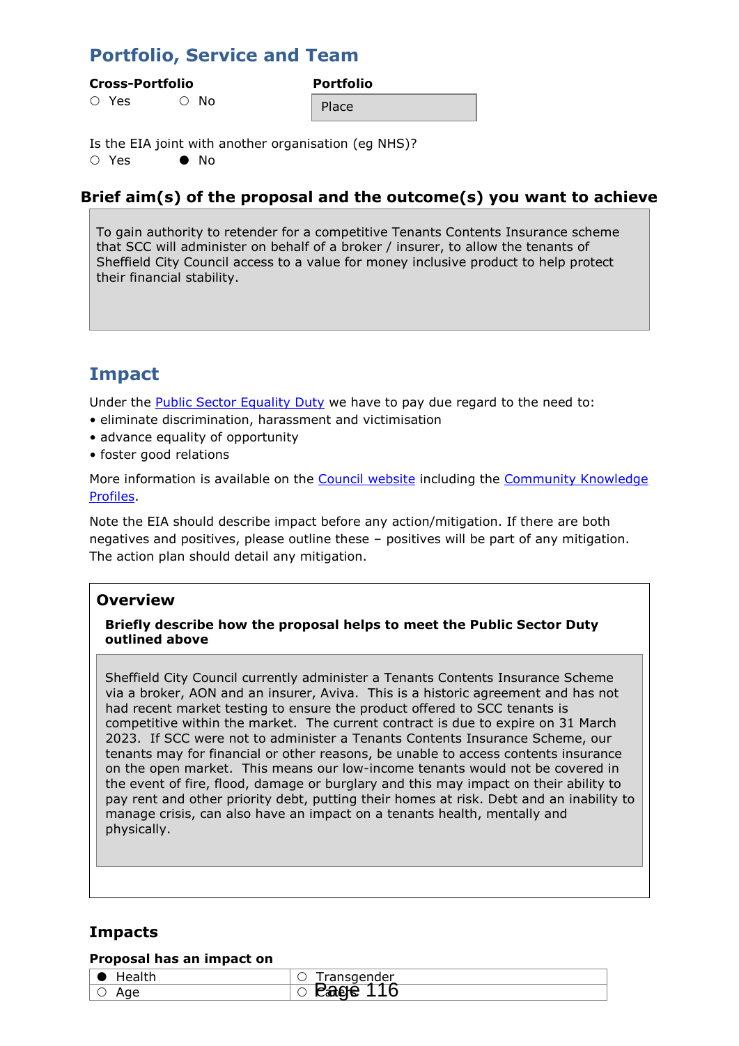## Portfolio, Service and Team

**Cross-Portfolio**
○ Yes ○ No

**Portfolio**

Place

Is the EIA joint with another organisation (eg NHS)?
○ Yes ● No

### Brief aim(s) of the proposal and the outcome(s) you want to achieve

To gain authority to retender for a competitive Tenants Contents Insurance scheme that SCC will administer on behalf of a broker / insurer, to allow the tenants of Sheffield City Council access to a value for money inclusive product to help protect their financial stability.

## Impact

Under the Public Sector Equality Duty we have to pay due regard to the need to:
- eliminate discrimination, harassment and victimisation
- advance equality of opportunity
- foster good relations

More information is available on the Council website including the Community Knowledge Profiles.

Note the EIA should describe impact before any action/mitigation. If there are both negatives and positives, please outline these – positives will be part of any mitigation. The action plan should detail any mitigation.

### Overview

**Briefly describe how the proposal helps to meet the Public Sector Duty outlined above**

Sheffield City Council currently administer a Tenants Contents Insurance Scheme via a broker, AON and an insurer, Aviva. This is a historic agreement and has not had recent market testing to ensure the product offered to SCC tenants is competitive within the market. The current contract is due to expire on 31 March 2023. If SCC were not to administer a Tenants Contents Insurance Scheme, our tenants may for financial or other reasons, be unable to access contents insurance on the open market. This means our low-income tenants would not be covered in the event of fire, flood, damage or burglary and this may impact on their ability to pay rent and other priority debt, putting their homes at risk. Debt and an inability to manage crisis, can also have an impact on a tenants health, mentally and physically.

### Impacts

**Proposal has an impact on**

| | |
|---|---|
| ● Health | ○ Transgender |
| ○ Age | ○ Carers |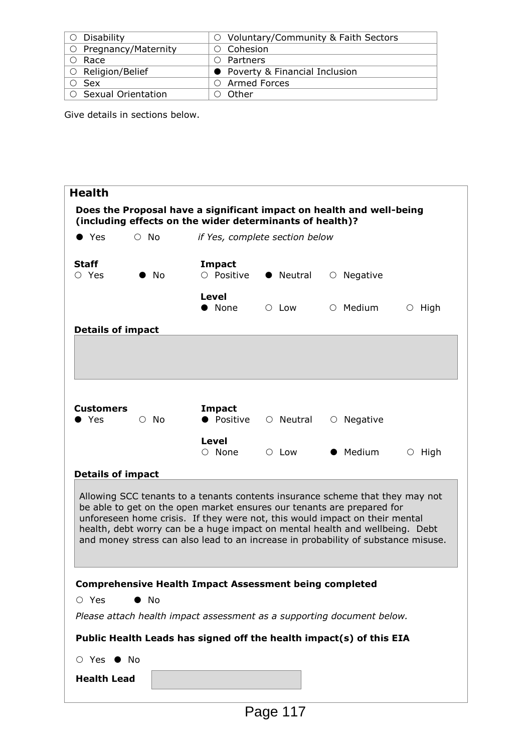| | |
|---|---|
| ○ Disability | ○ Voluntary/Community & Faith Sectors |
| ○ Pregnancy/Maternity | ○ Cohesion |
| ○ Race | ○ Partners |
| ○ Religion/Belief | ● Poverty & Financial Inclusion |
| ○ Sex | ○ Armed Forces |
| ○ Sexual Orientation | ○ Other |

Give details in sections below.

## Health

**Does the Proposal have a significant impact on health and well-being (including effects on the wider determinants of health)?**

● Yes ○ No *if Yes, complete section below*

**Staff**
○ Yes ● No

**Impact**
○ Positive ● Neutral ○ Negative

**Level**
● None ○ Low ○ Medium ○ High

**Details of impact**

**Customers**
● Yes ○ No

**Impact**
● Positive ○ Neutral ○ Negative

**Level**
○ None ○ Low ● Medium ○ High

**Details of impact**

Allowing SCC tenants to a tenants contents insurance scheme that they may not be able to get on the open market ensures our tenants are prepared for unforeseen home crisis. If they were not, this would impact on their mental health, debt worry can be a huge impact on mental health and wellbeing. Debt and money stress can also lead to an increase in probability of substance misuse.

**Comprehensive Health Impact Assessment being completed**

○ Yes ● No

*Please attach health impact assessment as a supporting document below.*

**Public Health Leads has signed off the health impact(s) of this EIA**

○ Yes ● No

**Health Lead**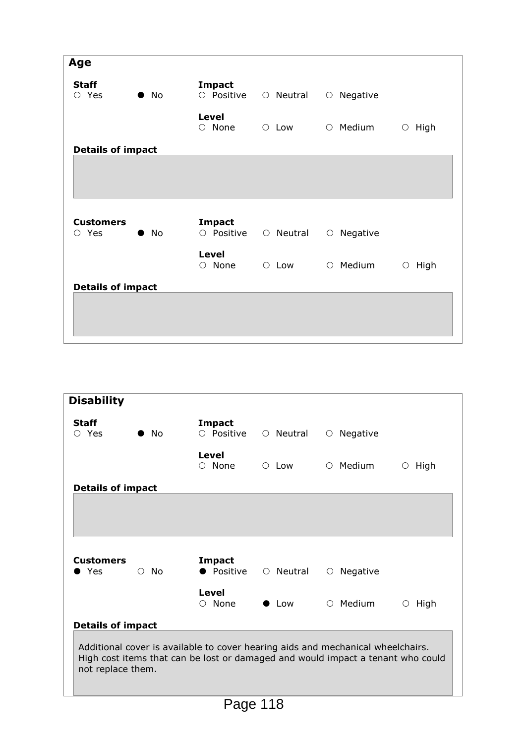## Age

**Staff**
○ Yes ● No

**Impact**
○ Positive ○ Neutral ○ Negative

**Level**
○ None ○ Low ○ Medium ○ High

**Details of impact**

**Customers**
○ Yes ● No

**Impact**
○ Positive ○ Neutral ○ Negative

**Level**
○ None ○ Low ○ Medium ○ High

**Details of impact**

## Disability

**Staff**
○ Yes ● No

**Impact**
○ Positive ○ Neutral ○ Negative

**Level**
○ None ○ Low ○ Medium ○ High

**Details of impact**

**Customers**
● Yes ○ No

**Impact**
● Positive ○ Neutral ○ Negative

**Level**
○ None ● Low ○ Medium ○ High

**Details of impact**

Additional cover is available to cover hearing aids and mechanical wheelchairs. High cost items that can be lost or damaged and would impact a tenant who could not replace them.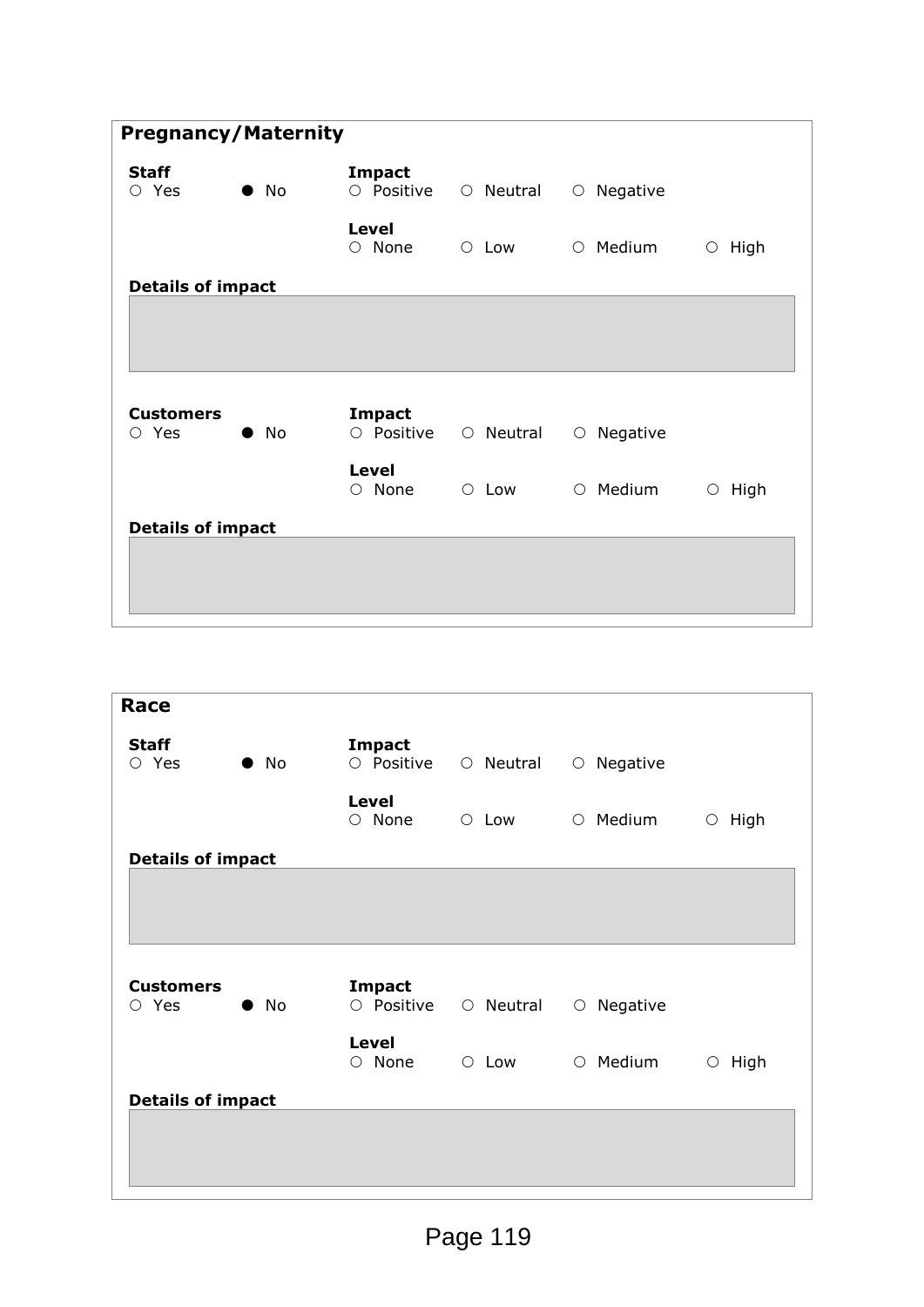## Pregnancy/Maternity

**Staff**
○ Yes ● No

**Impact**
○ Positive ○ Neutral ○ Negative

**Level**
○ None ○ Low ○ Medium ○ High

**Details of impact**

**Customers**
○ Yes ● No

**Impact**
○ Positive ○ Neutral ○ Negative

**Level**
○ None ○ Low ○ Medium ○ High

**Details of impact**

## Race

**Staff**
○ Yes ● No

**Impact**
○ Positive ○ Neutral ○ Negative

**Level**
○ None ○ Low ○ Medium ○ High

**Details of impact**

**Customers**
○ Yes ● No

**Impact**
○ Positive ○ Neutral ○ Negative

**Level**
○ None ○ Low ○ Medium ○ High

**Details of impact**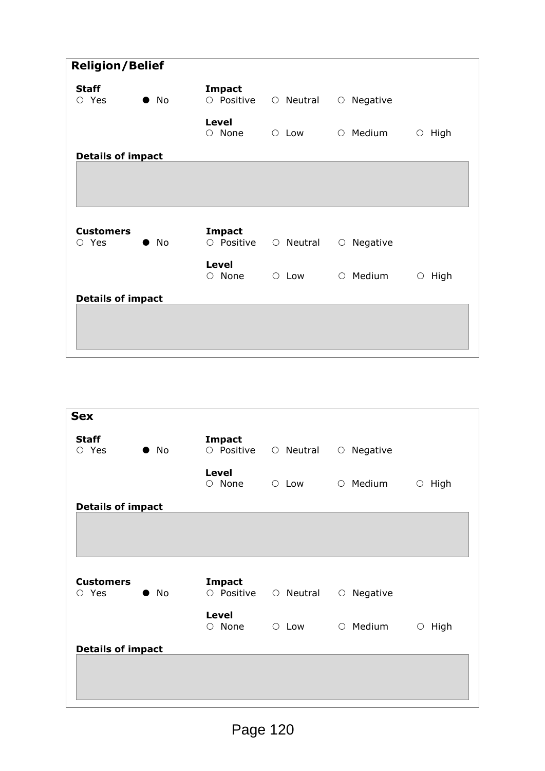## Religion/Belief

**Staff**
○ Yes ● No

**Impact**
○ Positive ○ Neutral ○ Negative

**Level**
○ None ○ Low ○ Medium ○ High

**Details of impact**

**Customers**
○ Yes ● No

**Impact**
○ Positive ○ Neutral ○ Negative

**Level**
○ None ○ Low ○ Medium ○ High

**Details of impact**

## Sex

**Staff**
○ Yes ● No

**Impact**
○ Positive ○ Neutral ○ Negative

**Level**
○ None ○ Low ○ Medium ○ High

**Details of impact**

**Customers**
○ Yes ● No

**Impact**
○ Positive ○ Neutral ○ Negative

**Level**
○ None ○ Low ○ Medium ○ High

**Details of impact**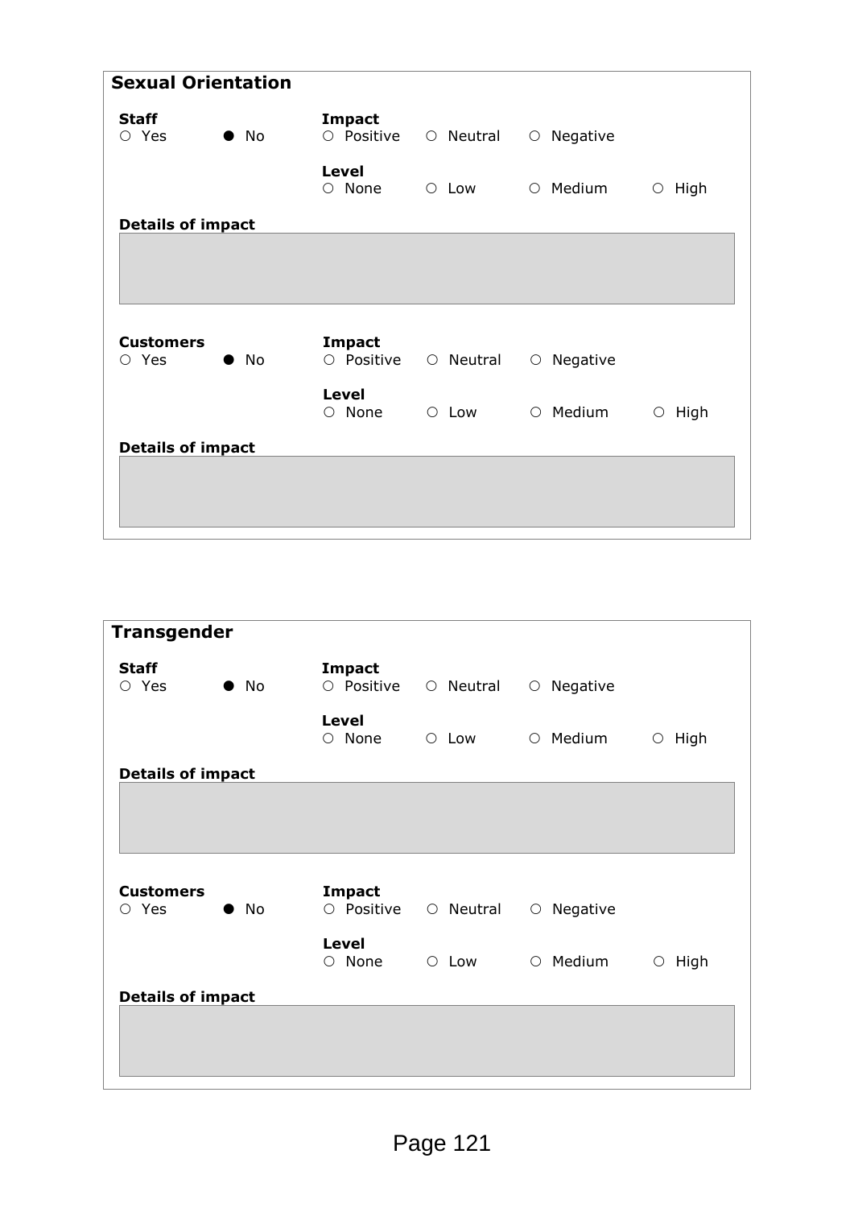## Sexual Orientation

**Staff**
○ Yes ● No

**Impact**
○ Positive ○ Neutral ○ Negative

**Level**
○ None ○ Low ○ Medium ○ High

**Details of impact**

**Customers**
○ Yes ● No

**Impact**
○ Positive ○ Neutral ○ Negative

**Level**
○ None ○ Low ○ Medium ○ High

**Details of impact**

## Transgender

**Staff**
○ Yes ● No

**Impact**
○ Positive ○ Neutral ○ Negative

**Level**
○ None ○ Low ○ Medium ○ High

**Details of impact**

**Customers**
○ Yes ● No

**Impact**
○ Positive ○ Neutral ○ Negative

**Level**
○ None ○ Low ○ Medium ○ High

**Details of impact**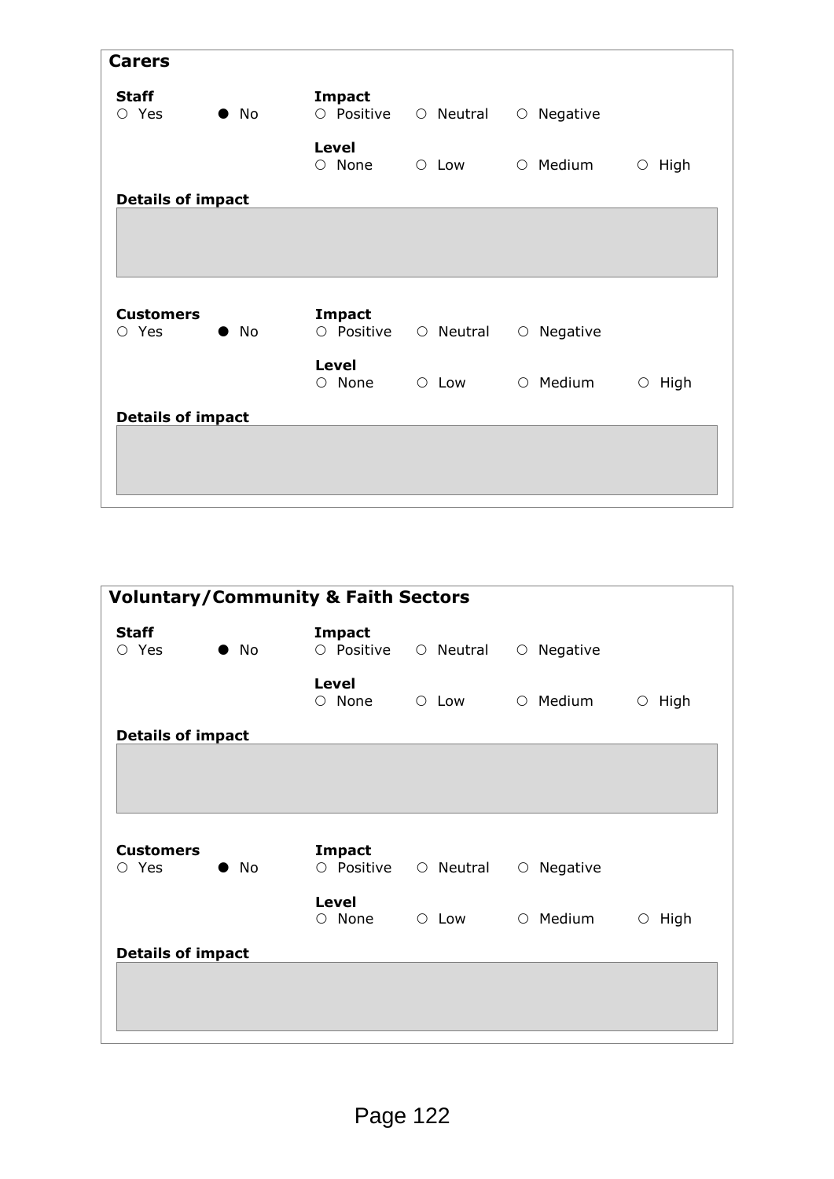## Carers

**Staff**
○ Yes ● No

**Impact**
○ Positive ○ Neutral ○ Negative

**Level**
○ None ○ Low ○ Medium ○ High

**Details of impact**

**Customers**
○ Yes ● No

**Impact**
○ Positive ○ Neutral ○ Negative

**Level**
○ None ○ Low ○ Medium ○ High

**Details of impact**

## Voluntary/Community & Faith Sectors

**Staff**
○ Yes ● No

**Impact**
○ Positive ○ Neutral ○ Negative

**Level**
○ None ○ Low ○ Medium ○ High

**Details of impact**

**Customers**
○ Yes ● No

**Impact**
○ Positive ○ Neutral ○ Negative

**Level**
○ None ○ Low ○ Medium ○ High

**Details of impact**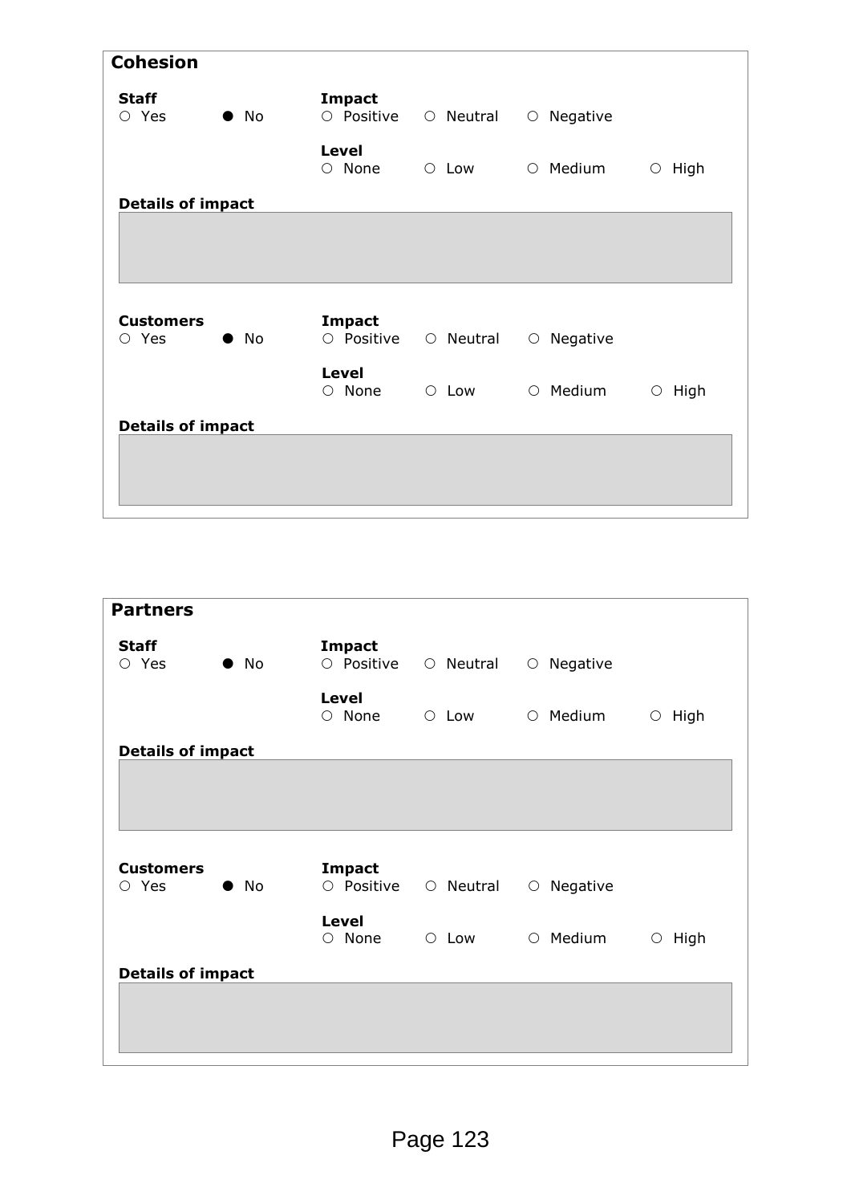## Cohesion

**Staff**
○ Yes ● No

**Impact**
○ Positive ○ Neutral ○ Negative

**Level**
○ None ○ Low ○ Medium ○ High

**Details of impact**

**Customers**
○ Yes ● No

**Impact**
○ Positive ○ Neutral ○ Negative

**Level**
○ None ○ Low ○ Medium ○ High

**Details of impact**

## Partners

**Staff**
○ Yes ● No

**Impact**
○ Positive ○ Neutral ○ Negative

**Level**
○ None ○ Low ○ Medium ○ High

**Details of impact**

**Customers**
○ Yes ● No

**Impact**
○ Positive ○ Neutral ○ Negative

**Level**
○ None ○ Low ○ Medium ○ High

**Details of impact**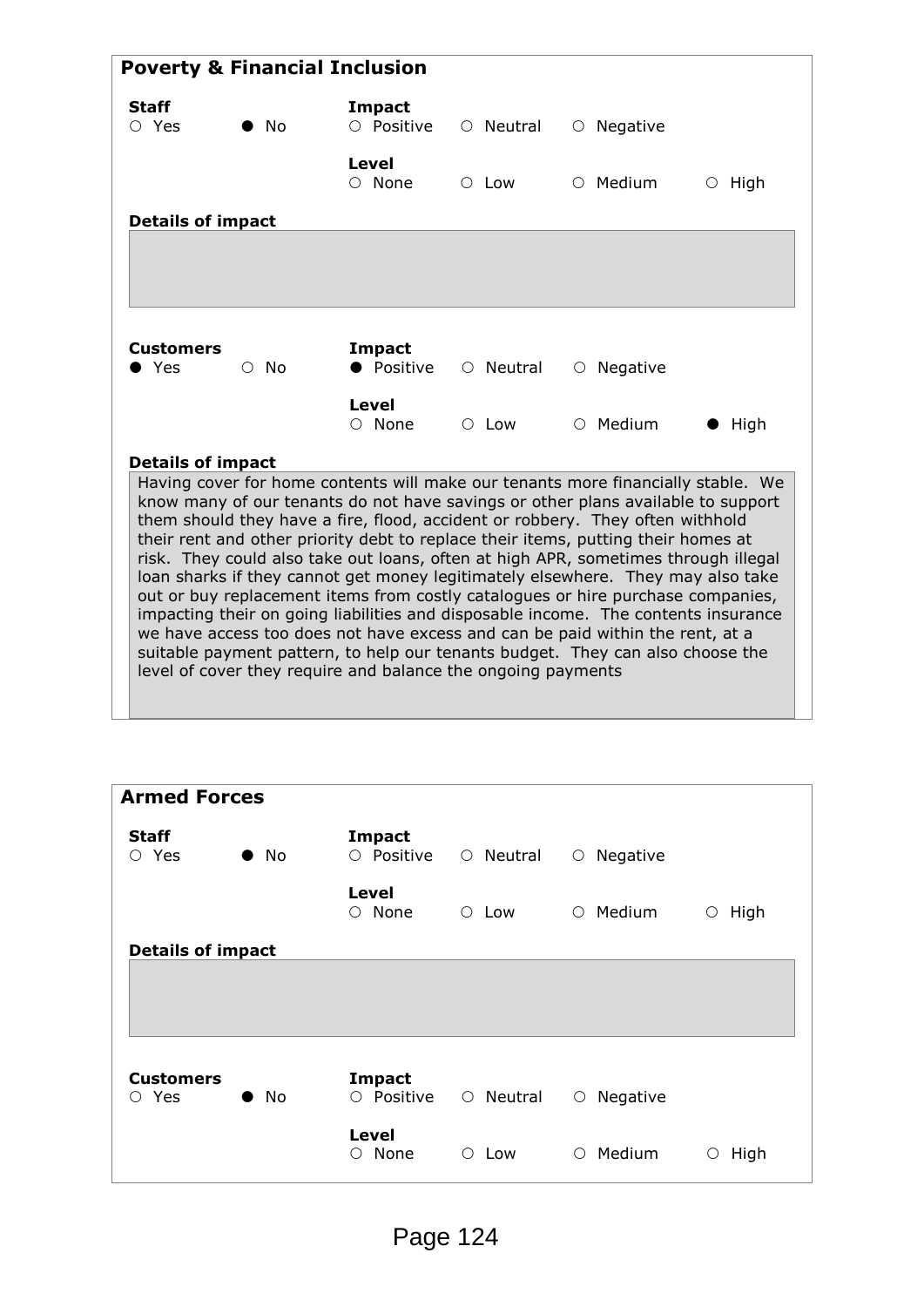## Poverty & Financial Inclusion

**Staff**
○ Yes ● No

**Impact**
○ Positive ○ Neutral ○ Negative

**Level**
○ None ○ Low ○ Medium ○ High

**Details of impact**

**Customers**
● Yes ○ No

**Impact**
● Positive ○ Neutral ○ Negative

**Level**
○ None ○ Low ○ Medium ● High

**Details of impact**

Having cover for home contents will make our tenants more financially stable. We know many of our tenants do not have savings or other plans available to support them should they have a fire, flood, accident or robbery. They often withhold their rent and other priority debt to replace their items, putting their homes at risk. They could also take out loans, often at high APR, sometimes through illegal loan sharks if they cannot get money legitimately elsewhere. They may also take out or buy replacement items from costly catalogues or hire purchase companies, impacting their on going liabilities and disposable income. The contents insurance we have access too does not have excess and can be paid within the rent, at a suitable payment pattern, to help our tenants budget. They can also choose the level of cover they require and balance the ongoing payments

## Armed Forces

**Staff**
○ Yes ● No

**Impact**
○ Positive ○ Neutral ○ Negative

**Level**
○ None ○ Low ○ Medium ○ High

**Details of impact**

**Customers**
○ Yes ● No

**Impact**
○ Positive ○ Neutral ○ Negative

**Level**
○ None ○ Low ○ Medium ○ High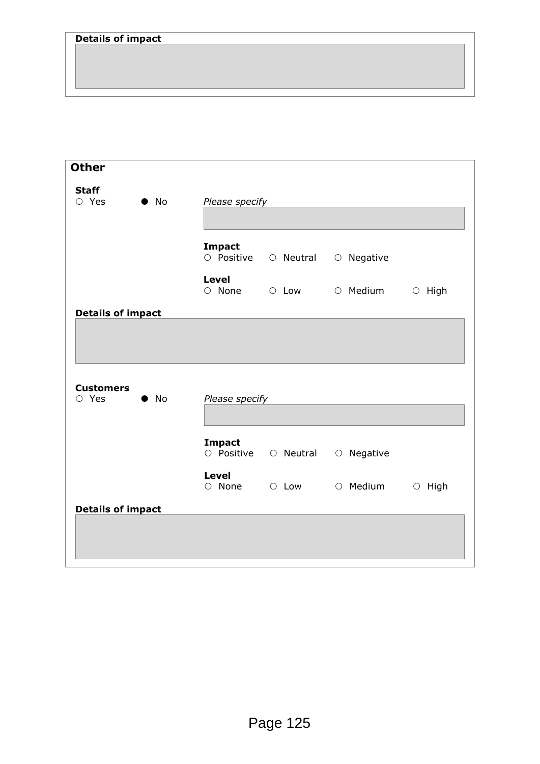**Details of impact**

## Other

**Staff**

○ Yes ● No

*Please specify*

**Impact**

○ Positive ○ Neutral ○ Negative

**Level**

○ None ○ Low ○ Medium ○ High

**Details of impact**

**Customers**

○ Yes ● No

*Please specify*

**Impact**

○ Positive ○ Neutral ○ Negative

**Level**

○ None ○ Low ○ Medium ○ High

**Details of impact**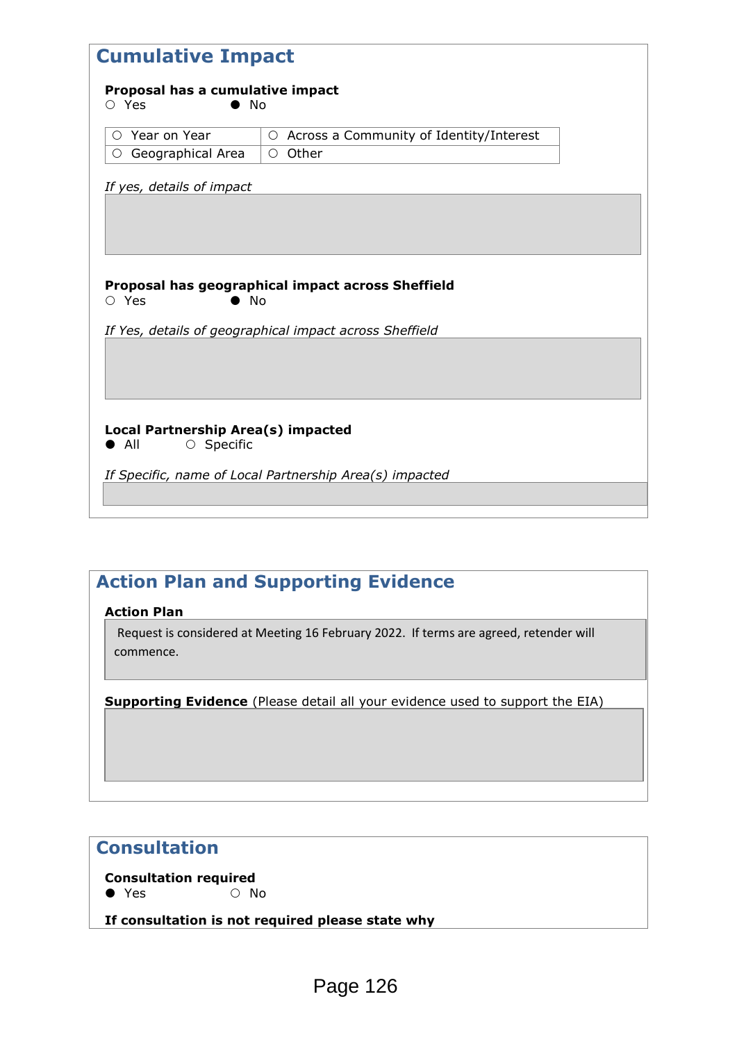## Cumulative Impact

**Proposal has a cumulative impact**
○ Yes ● No

| | |
|---|---|
| ○ Year on Year | ○ Across a Community of Identity/Interest |
| ○ Geographical Area | ○ Other |

*If yes, details of impact*

**Proposal has geographical impact across Sheffield**
○ Yes ● No

*If Yes, details of geographical impact across Sheffield*

**Local Partnership Area(s) impacted**
● All ○ Specific

*If Specific, name of Local Partnership Area(s) impacted*

## Action Plan and Supporting Evidence

**Action Plan**

Request is considered at Meeting 16 February 2022. If terms are agreed, retender will commence.

**Supporting Evidence** (Please detail all your evidence used to support the EIA)

## Consultation

**Consultation required**
● Yes ○ No

**If consultation is not required please state why**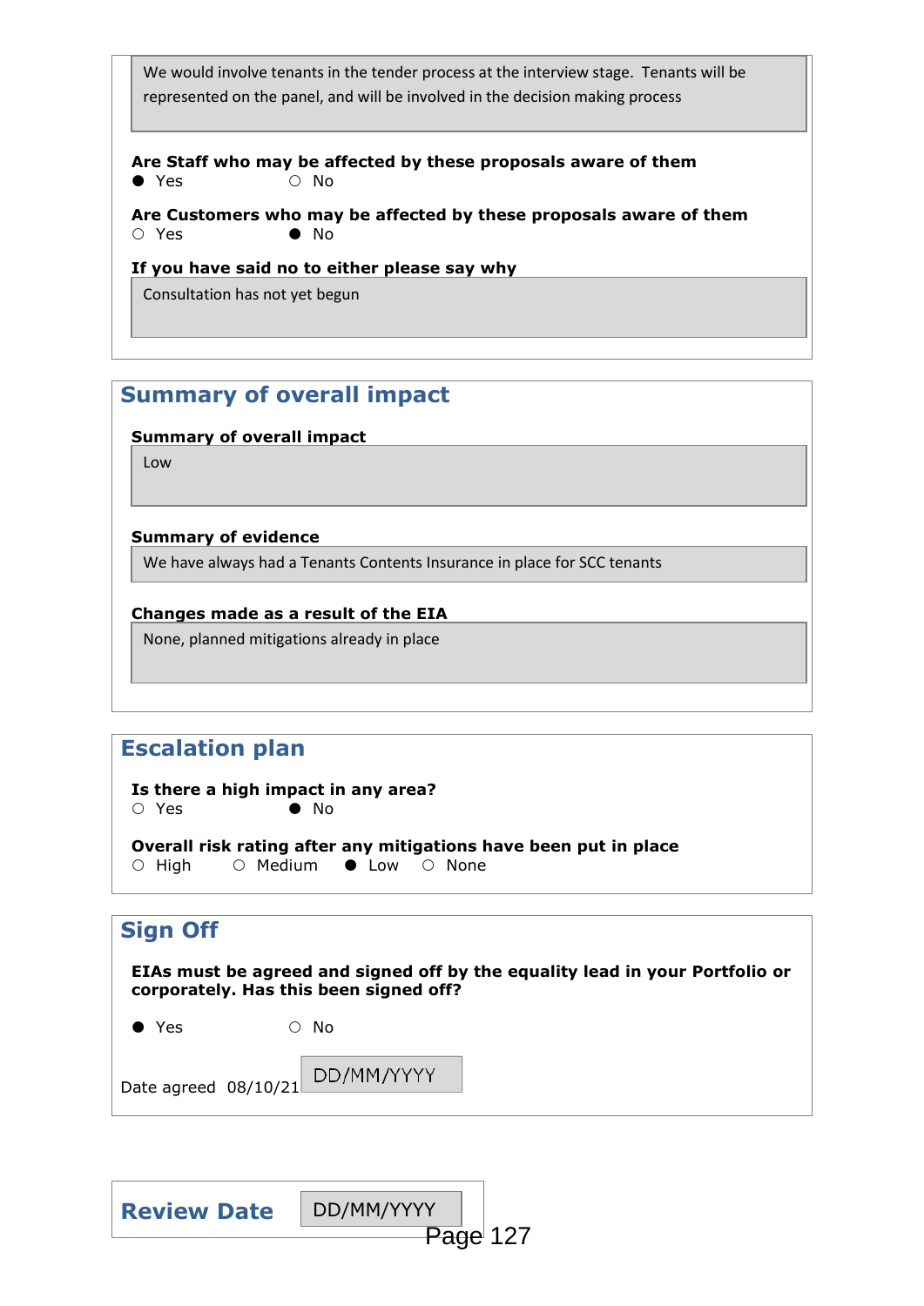We would involve tenants in the tender process at the interview stage. Tenants will be represented on the panel, and will be involved in the decision making process

**Are Staff who may be affected by these proposals aware of them**

● Yes ○ No

**Are Customers who may be affected by these proposals aware of them**

○ Yes ● No

**If you have said no to either please say why**

Consultation has not yet begun

## Summary of overall impact

**Summary of overall impact**

Low

**Summary of evidence**

We have always had a Tenants Contents Insurance in place for SCC tenants

**Changes made as a result of the EIA**

None, planned mitigations already in place

## Escalation plan

**Is there a high impact in any area?**

○ Yes ● No

**Overall risk rating after any mitigations have been put in place**

○ High ○ Medium ● Low ○ None

## Sign Off

**EIAs must be agreed and signed off by the equality lead in your Portfolio or corporately. Has this been signed off?**

● Yes ○ No

Date agreed 08/10/21 DD/MM/YYYY

## Review Date

DD/MM/YYYY